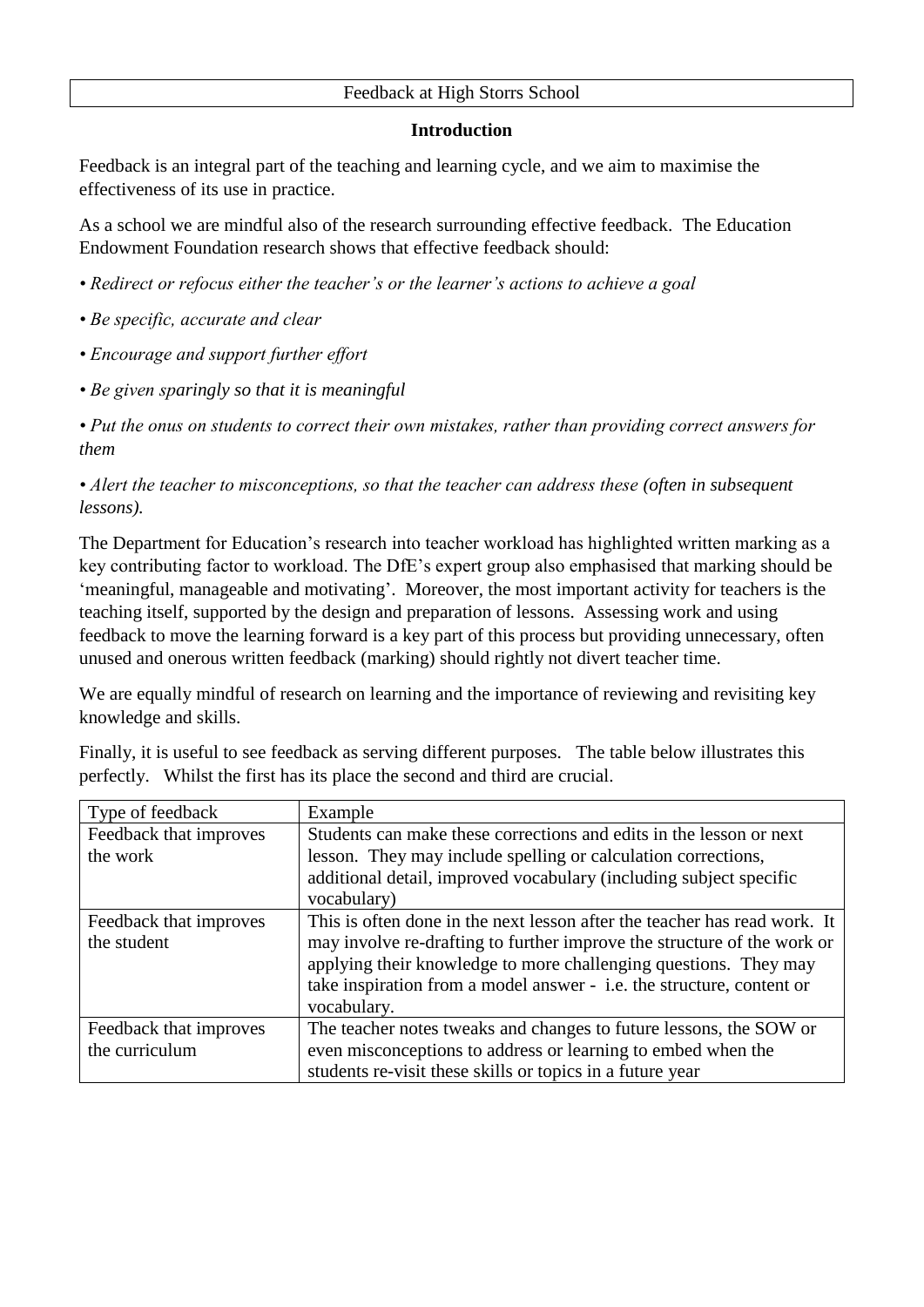# Feedback at High Storrs School

## Introduction

Feedback is an integral part of the teaching and learning cycle, and we aim to maximise the effectiveness of its use in practice.

As a school we are mindful also of the research surrounding effective feedback. The Education Endowment Foundation research shows that effective feedback should:

*• Redirect or refocus either the teacher's or the learner's actions to achieve a goal*

*• Be specific, accurate and clear*

*• Encourage and support further effort*

*• Be given sparingly so that it is meaningful*

*• Put the onus on students to correct their own mistakes, rather than providing correct answers for them*

*• Alert the teacher to misconceptions, so that the teacher can address these (often in subsequent lessons).*

The Department for Education's research into teacher workload has highlighted written marking as a key contributing factor to workload. The DfE's expert group also emphasised that marking should be 'meaningful, manageable and motivating'. Moreover, the most important activity for teachers is the teaching itself, supported by the design and preparation of lessons. Assessing work and using feedback to move the learning forward is a key part of this process but providing unnecessary, often unused and onerous written feedback (marking) should rightly not divert teacher time.

We are equally mindful of research on learning and the importance of reviewing and revisiting key knowledge and skills.

Finally, it is useful to see feedback as serving different purposes. The table below illustrates this perfectly. Whilst the first has its place the second and third are crucial.

| Type of feedback | Example |
|---|---|
| Feedback that improves the work | Students can make these corrections and edits in the lesson or next lesson. They may include spelling or calculation corrections, additional detail, improved vocabulary (including subject specific vocabulary) |
| Feedback that improves the student | This is often done in the next lesson after the teacher has read work. It may involve re-drafting to further improve the structure of the work or applying their knowledge to more challenging questions. They may take inspiration from a model answer - i.e. the structure, content or vocabulary. |
| Feedback that improves the curriculum | The teacher notes tweaks and changes to future lessons, the SOW or even misconceptions to address or learning to embed when the students re-visit these skills or topics in a future year |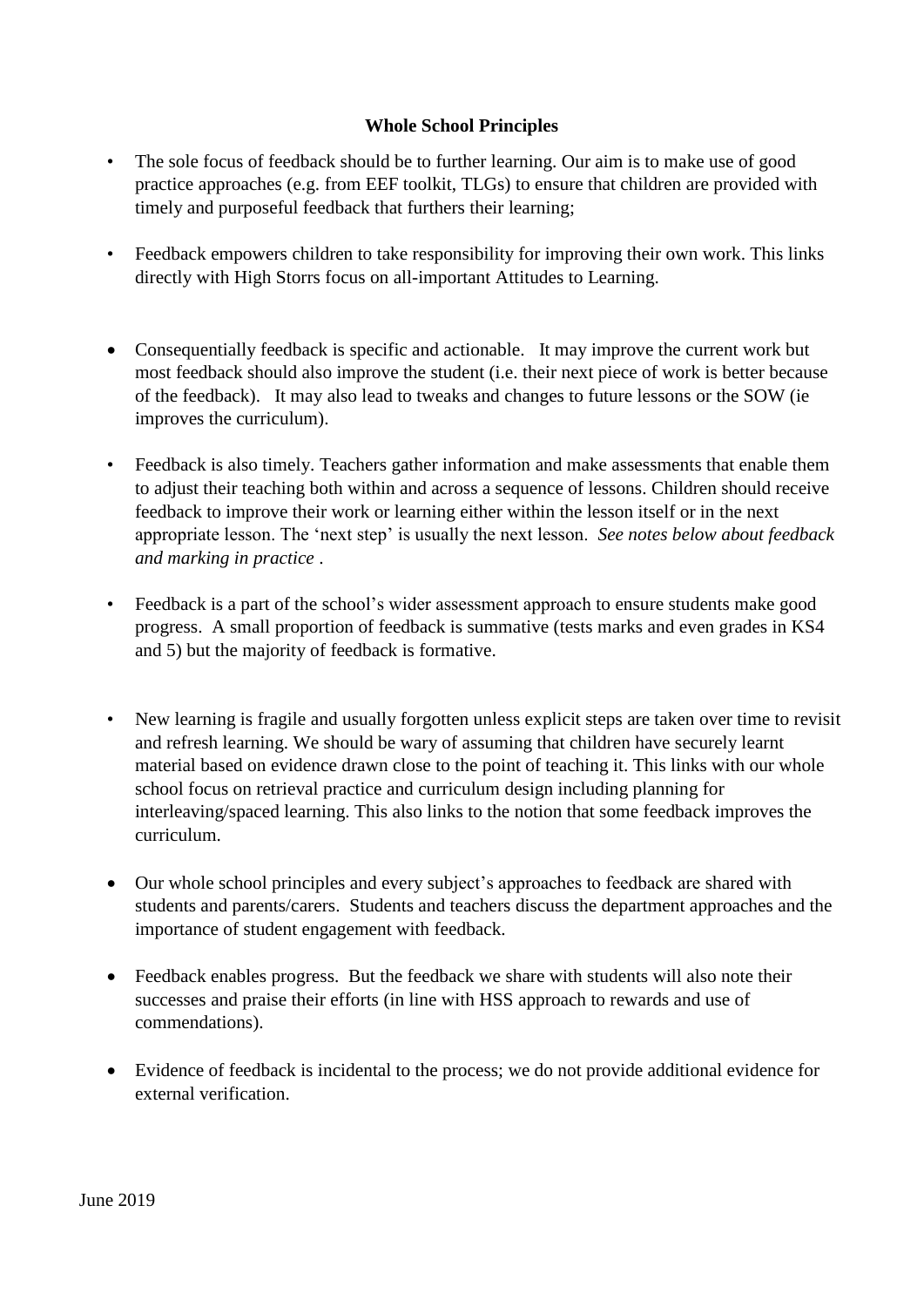**Whole School Principles**

- The sole focus of feedback should be to further learning. Our aim is to make use of good practice approaches (e.g. from EEF toolkit, TLGs) to ensure that children are provided with timely and purposeful feedback that furthers their learning;

- Feedback empowers children to take responsibility for improving their own work. This links directly with High Storrs focus on all-important Attitudes to Learning.

- Consequentially feedback is specific and actionable. It may improve the current work but most feedback should also improve the student (i.e. their next piece of work is better because of the feedback). It may also lead to tweaks and changes to future lessons or the SOW (ie improves the curriculum).

- Feedback is also timely. Teachers gather information and make assessments that enable them to adjust their teaching both within and across a sequence of lessons. Children should receive feedback to improve their work or learning either within the lesson itself or in the next appropriate lesson. The 'next step' is usually the next lesson. *See notes below about feedback and marking in practice* .

- Feedback is a part of the school's wider assessment approach to ensure students make good progress. A small proportion of feedback is summative (tests marks and even grades in KS4 and 5) but the majority of feedback is formative.

- New learning is fragile and usually forgotten unless explicit steps are taken over time to revisit and refresh learning. We should be wary of assuming that children have securely learnt material based on evidence drawn close to the point of teaching it. This links with our whole school focus on retrieval practice and curriculum design including planning for interleaving/spaced learning. This also links to the notion that some feedback improves the curriculum.

- Our whole school principles and every subject's approaches to feedback are shared with students and parents/carers. Students and teachers discuss the department approaches and the importance of student engagement with feedback.

- Feedback enables progress. But the feedback we share with students will also note their successes and praise their efforts (in line with HSS approach to rewards and use of commendations).

- Evidence of feedback is incidental to the process; we do not provide additional evidence for external verification.

June 2019